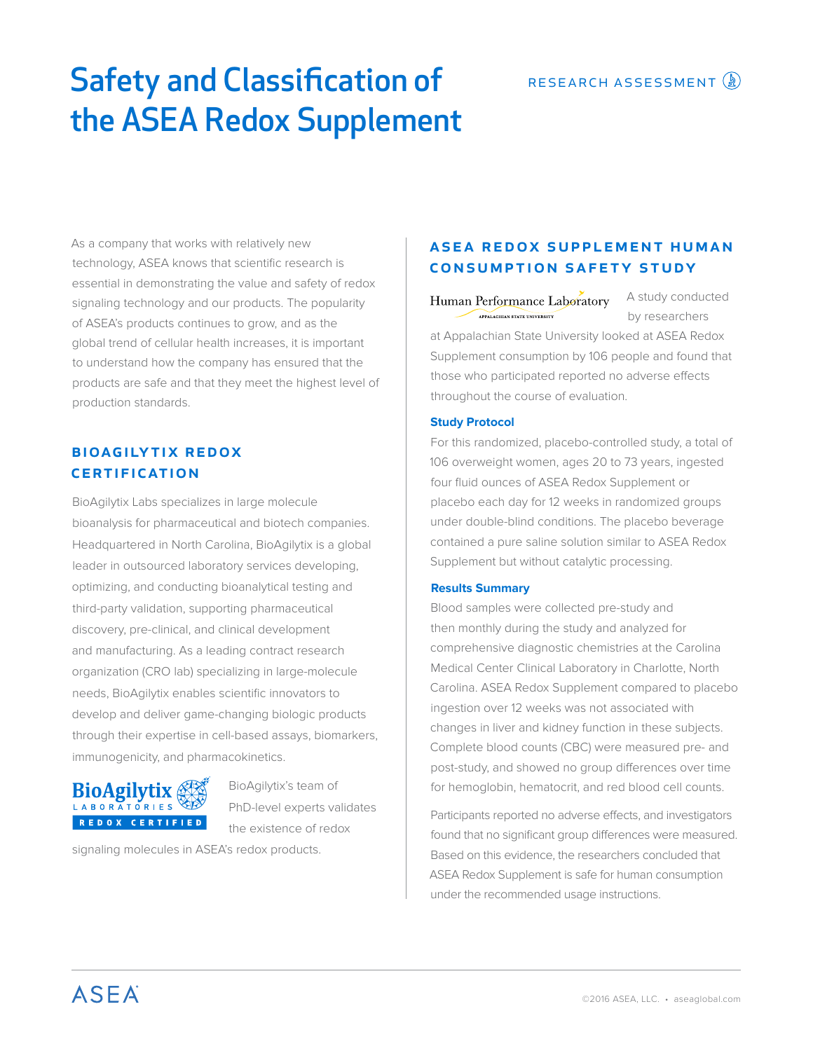# Safety and Classification of the ASEA Redox Supplement

RESEARCH ASSESSMENT

As a company that works with relatively new technology, ASEA knows that scientific research is essential in demonstrating the value and safety of redox signaling technology and our products. The popularity of ASEA's products continues to grow, and as the global trend of cellular health increases, it is important to understand how the company has ensured that the products are safe and that they meet the highest level of production standards.

## BIOAGILYTIX REDOX CERTIFICATION

BioAgilytix Labs specializes in large molecule bioanalysis for pharmaceutical and biotech companies. Headquartered in North Carolina, BioAgilytix is a global leader in outsourced laboratory services developing, optimizing, and conducting bioanalytical testing and third-party validation, supporting pharmaceutical discovery, pre-clinical, and clinical development and manufacturing. As a leading contract research organization (CRO lab) specializing in large-molecule needs, BioAgilytix enables scientific innovators to develop and deliver game-changing biologic products through their expertise in cell-based assays, biomarkers, immunogenicity, and pharmacokinetics.

BioAgilytix Laboratories — REDOX CERTIFIED

BioAgilytix's team of PhD-level experts validates the existence of redox signaling molecules in ASEA's redox products.

## ASEA REDOX SUPPLEMENT HUMAN CONSUMPTION SAFETY STUDY

Human Performance Laboratory — Appalachian State University

A study conducted by researchers at Appalachian State University looked at ASEA Redox Supplement consumption by 106 people and found that those who participated reported no adverse effects throughout the course of evaluation.

### Study Protocol

For this randomized, placebo-controlled study, a total of 106 overweight women, ages 20 to 73 years, ingested four fluid ounces of ASEA Redox Supplement or placebo each day for 12 weeks in randomized groups under double-blind conditions. The placebo beverage contained a pure saline solution similar to ASEA Redox Supplement but without catalytic processing.

### Results Summary

Blood samples were collected pre-study and then monthly during the study and analyzed for comprehensive diagnostic chemistries at the Carolina Medical Center Clinical Laboratory in Charlotte, North Carolina. ASEA Redox Supplement compared to placebo ingestion over 12 weeks was not associated with changes in liver and kidney function in these subjects. Complete blood counts (CBC) were measured pre- and post-study, and showed no group differences over time for hemoglobin, hematocrit, and red blood cell counts.

Participants reported no adverse effects, and investigators found that no significant group differences were measured. Based on this evidence, the researchers concluded that ASEA Redox Supplement is safe for human consumption under the recommended usage instructions.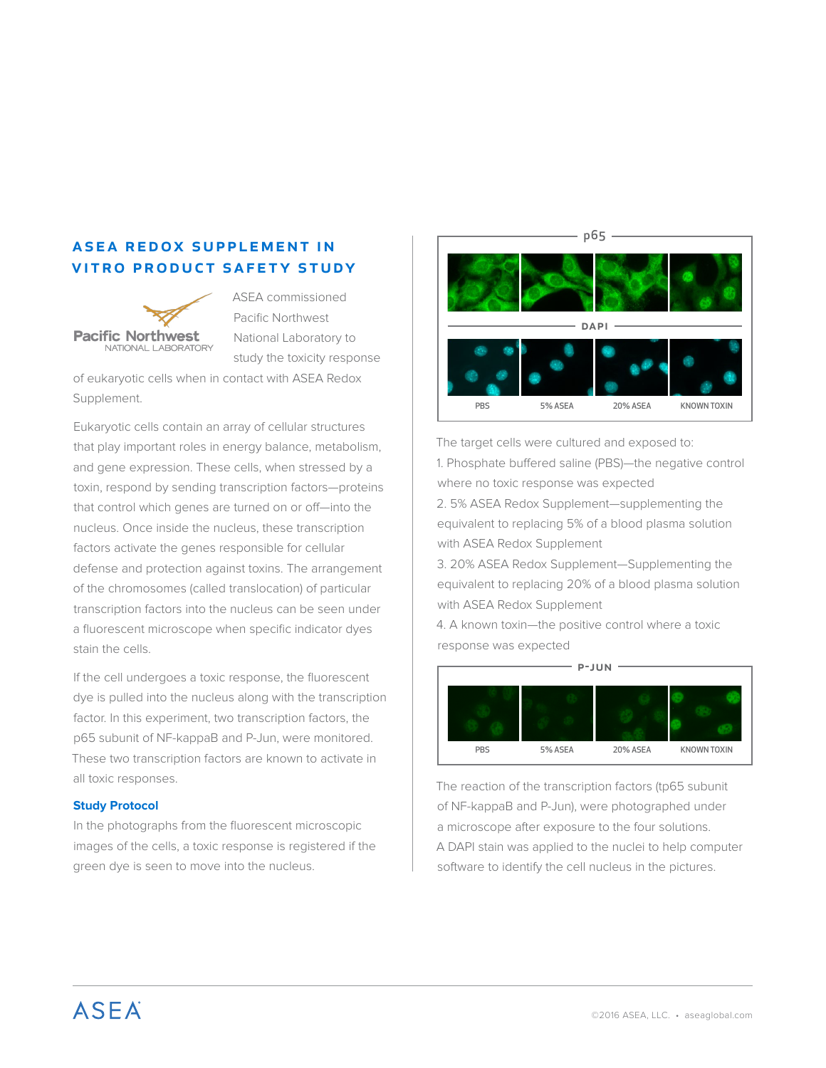## ASEA REDOX SUPPLEMENT IN VITRO PRODUCT SAFETY STUDY

Pacific Northwest NATIONAL LABORATORY

ASEA commissioned Pacific Northwest National Laboratory to study the toxicity response of eukaryotic cells when in contact with ASEA Redox Supplement.

Eukaryotic cells contain an array of cellular structures that play important roles in energy balance, metabolism, and gene expression. These cells, when stressed by a toxin, respond by sending transcription factors—proteins that control which genes are turned on or off—into the nucleus. Once inside the nucleus, these transcription factors activate the genes responsible for cellular defense and protection against toxins. The arrangement of the chromosomes (called translocation) of particular transcription factors into the nucleus can be seen under a fluorescent microscope when specific indicator dyes stain the cells.

If the cell undergoes a toxic response, the fluorescent dye is pulled into the nucleus along with the transcription factor. In this experiment, two transcription factors, the p65 subunit of NF-kappaB and P-Jun, were monitored. These two transcription factors are known to activate in all toxic responses.

### Study Protocol

In the photographs from the fluorescent microscopic images of the cells, a toxic response is registered if the green dye is seen to move into the nucleus.

p65

DAPI

PBS | 5% ASEA | 20% ASEA | KNOWN TOXIN

The target cells were cultured and exposed to:

1. Phosphate buffered saline (PBS)—the negative control where no toxic response was expected
2. 5% ASEA Redox Supplement—supplementing the equivalent to replacing 5% of a blood plasma solution with ASEA Redox Supplement
3. 20% ASEA Redox Supplement—Supplementing the equivalent to replacing 20% of a blood plasma solution with ASEA Redox Supplement
4. A known toxin—the positive control where a toxic response was expected

P-JUN

PBS | 5% ASEA | 20% ASEA | KNOWN TOXIN

The reaction of the transcription factors (tp65 subunit of NF-kappaB and P-Jun), were photographed under a microscope after exposure to the four solutions. A DAPI stain was applied to the nuclei to help computer software to identify the cell nucleus in the pictures.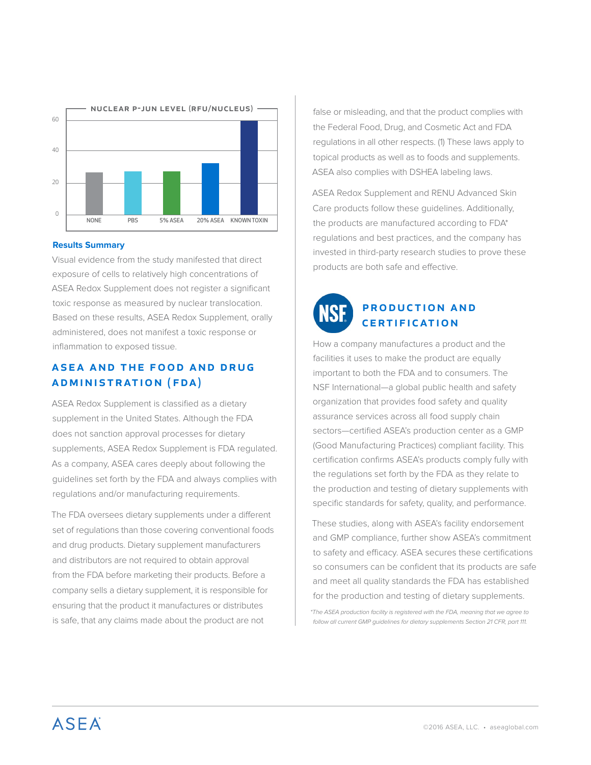NUCLEAR P-JUN LEVEL (RFU/NUCLEUS)

60

40

20

0

NONE

PBS

5% ASEA

20% ASEA

KNOWN TOXIN

**Results Summary**

Visual evidence from the study manifested that direct exposure of cells to relatively high concentrations of ASEA Redox Supplement does not register a significant toxic response as measured by nuclear translocation. Based on these results, ASEA Redox Supplement, orally administered, does not manifest a toxic response or inflammation to exposed tissue.

## ASEA AND THE FOOD AND DRUG ADMINISTRATION (FDA)

ASEA Redox Supplement is classified as a dietary supplement in the United States. Although the FDA does not sanction approval processes for dietary supplements, ASEA Redox Supplement is FDA regulated. As a company, ASEA cares deeply about following the guidelines set forth by the FDA and always complies with regulations and/or manufacturing requirements.

The FDA oversees dietary supplements under a different set of regulations than those covering conventional foods and drug products. Dietary supplement manufacturers and distributors are not required to obtain approval from the FDA before marketing their products. Before a company sells a dietary supplement, it is responsible for ensuring that the product it manufactures or distributes is safe, that any claims made about the product are not false or misleading, and that the product complies with the Federal Food, Drug, and Cosmetic Act and FDA regulations in all other respects. (1) These laws apply to topical products as well as to foods and supplements. ASEA also complies with DSHEA labeling laws.

ASEA Redox Supplement and RENU Advanced Skin Care products follow these guidelines. Additionally, the products are manufactured according to FDA* regulations and best practices, and the company has invested in third-party research studies to prove these products are both safe and effective.

## PRODUCTION AND CERTIFICATION

How a company manufactures a product and the facilities it uses to make the product are equally important to both the FDA and to consumers. The NSF International—a global public health and safety organization that provides food safety and quality assurance services across all food supply chain sectors—certified ASEA's production center as a GMP (Good Manufacturing Practices) compliant facility. This certification confirms ASEA's products comply fully with the regulations set forth by the FDA as they relate to the production and testing of dietary supplements with specific standards for safety, quality, and performance.

These studies, along with ASEA's facility endorsement and GMP compliance, further show ASEA's commitment to safety and efficacy. ASEA secures these certifications so consumers can be confident that its products are safe and meet all quality standards the FDA has established for the production and testing of dietary supplements.

*\*The ASEA production facility is registered with the FDA, meaning that we agree to follow all current GMP guidelines for dietary supplements Section 21 CFR, part 111.*

ASEA

©2016 ASEA, LLC. • aseaglobal.com